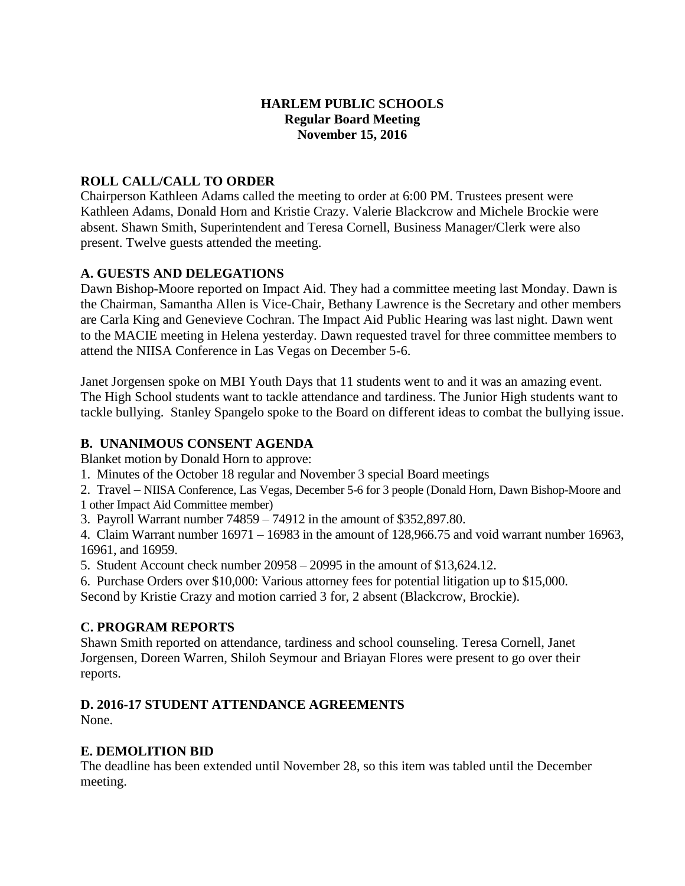# HARLEM PUBLIC SCHOOLS
## Regular Board Meeting
## November 15, 2016

### ROLL CALL/CALL TO ORDER

Chairperson Kathleen Adams called the meeting to order at 6:00 PM. Trustees present were Kathleen Adams, Donald Horn and Kristie Crazy. Valerie Blackcrow and Michele Brockie were absent. Shawn Smith, Superintendent and Teresa Cornell, Business Manager/Clerk were also present. Twelve guests attended the meeting.

### A. GUESTS AND DELEGATIONS

Dawn Bishop-Moore reported on Impact Aid. They had a committee meeting last Monday. Dawn is the Chairman, Samantha Allen is Vice-Chair, Bethany Lawrence is the Secretary and other members are Carla King and Genevieve Cochran. The Impact Aid Public Hearing was last night. Dawn went to the MACIE meeting in Helena yesterday. Dawn requested travel for three committee members to attend the NIISA Conference in Las Vegas on December 5-6.

Janet Jorgensen spoke on MBI Youth Days that 11 students went to and it was an amazing event. The High School students want to tackle attendance and tardiness. The Junior High students want to tackle bullying. Stanley Spangelo spoke to the Board on different ideas to combat the bullying issue.

### B. UNANIMOUS CONSENT AGENDA

Blanket motion by Donald Horn to approve:

1. Minutes of the October 18 regular and November 3 special Board meetings
2. Travel – NIISA Conference, Las Vegas, December 5-6 for 3 people (Donald Horn, Dawn Bishop-Moore and 1 other Impact Aid Committee member)
3. Payroll Warrant number 74859 – 74912 in the amount of $352,897.80.
4. Claim Warrant number 16971 – 16983 in the amount of 128,966.75 and void warrant number 16963, 16961, and 16959.
5. Student Account check number 20958 – 20995 in the amount of $13,624.12.
6. Purchase Orders over $10,000: Various attorney fees for potential litigation up to $15,000.

Second by Kristie Crazy and motion carried 3 for, 2 absent (Blackcrow, Brockie).

### C. PROGRAM REPORTS

Shawn Smith reported on attendance, tardiness and school counseling. Teresa Cornell, Janet Jorgensen, Doreen Warren, Shiloh Seymour and Briayan Flores were present to go over their reports.

### D. 2016-17 STUDENT ATTENDANCE AGREEMENTS

None.

### E. DEMOLITION BID

The deadline has been extended until November 28, so this item was tabled until the December meeting.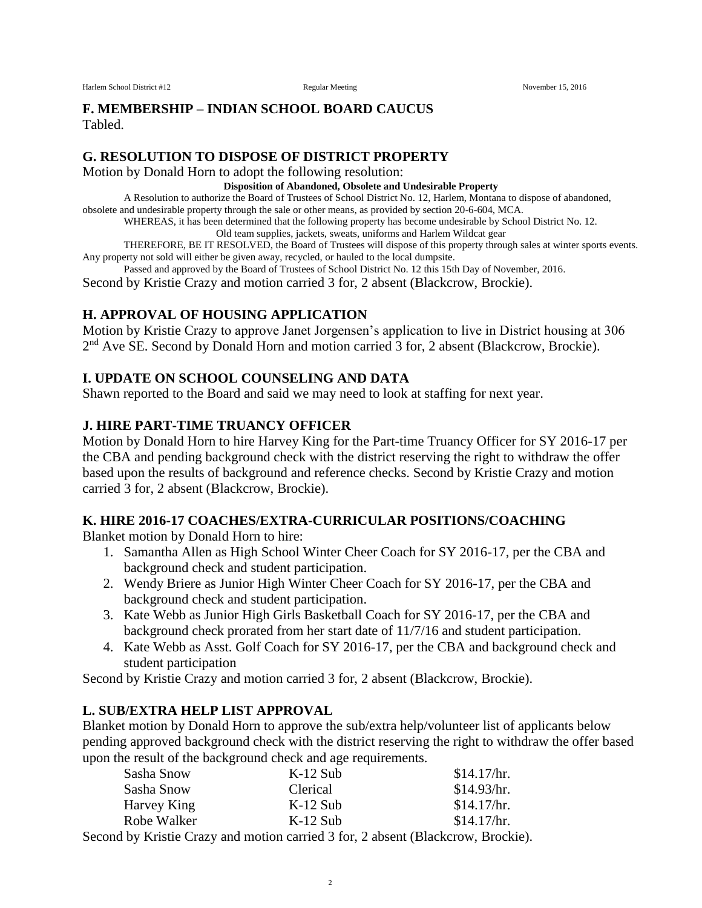## F. MEMBERSHIP – INDIAN SCHOOL BOARD CAUCUS

Tabled.

## G. RESOLUTION TO DISPOSE OF DISTRICT PROPERTY

Motion by Donald Horn to adopt the following resolution:

**Disposition of Abandoned, Obsolete and Undesirable Property**

A Resolution to authorize the Board of Trustees of School District No. 12, Harlem, Montana to dispose of abandoned, obsolete and undesirable property through the sale or other means, as provided by section 20-6-604, MCA.

WHEREAS, it has been determined that the following property has become undesirable by School District No. 12.

Old team supplies, jackets, sweats, uniforms and Harlem Wildcat gear

THEREFORE, BE IT RESOLVED, the Board of Trustees will dispose of this property through sales at winter sports events. Any property not sold will either be given away, recycled, or hauled to the local dumpsite.

Passed and approved by the Board of Trustees of School District No. 12 this 15th Day of November, 2016.

Second by Kristie Crazy and motion carried 3 for, 2 absent (Blackcrow, Brockie).

## H. APPROVAL OF HOUSING APPLICATION

Motion by Kristie Crazy to approve Janet Jorgensen's application to live in District housing at 306 2nd Ave SE. Second by Donald Horn and motion carried 3 for, 2 absent (Blackcrow, Brockie).

## I. UPDATE ON SCHOOL COUNSELING AND DATA

Shawn reported to the Board and said we may need to look at staffing for next year.

## J. HIRE PART-TIME TRUANCY OFFICER

Motion by Donald Horn to hire Harvey King for the Part-time Truancy Officer for SY 2016-17 per the CBA and pending background check with the district reserving the right to withdraw the offer based upon the results of background and reference checks. Second by Kristie Crazy and motion carried 3 for, 2 absent (Blackcrow, Brockie).

## K. HIRE 2016-17 COACHES/EXTRA-CURRICULAR POSITIONS/COACHING

Blanket motion by Donald Horn to hire:

1. Samantha Allen as High School Winter Cheer Coach for SY 2016-17, per the CBA and background check and student participation.
2. Wendy Briere as Junior High Winter Cheer Coach for SY 2016-17, per the CBA and background check and student participation.
3. Kate Webb as Junior High Girls Basketball Coach for SY 2016-17, per the CBA and background check prorated from her start date of 11/7/16 and student participation.
4. Kate Webb as Asst. Golf Coach for SY 2016-17, per the CBA and background check and student participation

Second by Kristie Crazy and motion carried 3 for, 2 absent (Blackcrow, Brockie).

## L. SUB/EXTRA HELP LIST APPROVAL

Blanket motion by Donald Horn to approve the sub/extra help/volunteer list of applicants below pending approved background check with the district reserving the right to withdraw the offer based upon the result of the background check and age requirements.

| | | |
|---|---|---|
| Sasha Snow | K-12 Sub | $14.17/hr. |
| Sasha Snow | Clerical | $14.93/hr. |
| Harvey King | K-12 Sub | $14.17/hr. |
| Robe Walker | K-12 Sub | $14.17/hr. |

Second by Kristie Crazy and motion carried 3 for, 2 absent (Blackcrow, Brockie).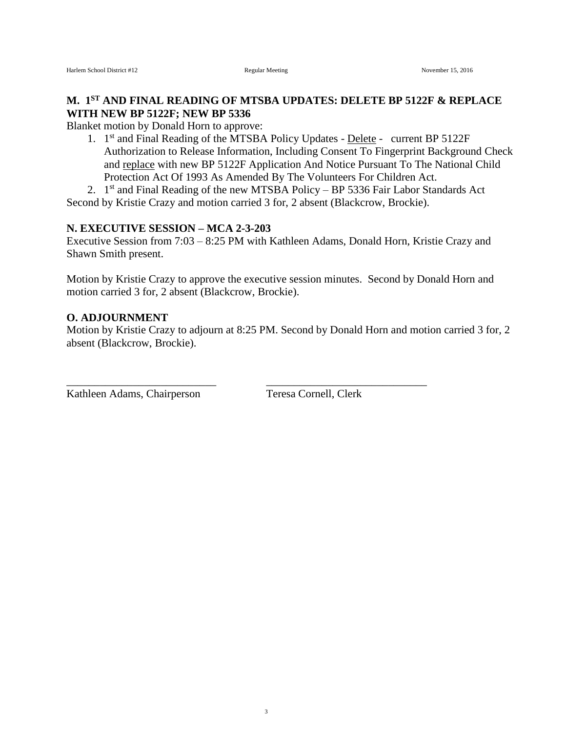## M. 1ST AND FINAL READING OF MTSBA UPDATES: DELETE BP 5122F & REPLACE WITH NEW BP 5122F; NEW BP 5336

Blanket motion by Donald Horn to approve:

1. 1st and Final Reading of the MTSBA Policy Updates - Delete - current BP 5122F Authorization to Release Information, Including Consent To Fingerprint Background Check and replace with new BP 5122F Application And Notice Pursuant To The National Child Protection Act Of 1993 As Amended By The Volunteers For Children Act.
2. 1st and Final Reading of the new MTSBA Policy – BP 5336 Fair Labor Standards Act

Second by Kristie Crazy and motion carried 3 for, 2 absent (Blackcrow, Brockie).

## N. EXECUTIVE SESSION – MCA 2-3-203

Executive Session from 7:03 – 8:25 PM with Kathleen Adams, Donald Horn, Kristie Crazy and Shawn Smith present.

Motion by Kristie Crazy to approve the executive session minutes. Second by Donald Horn and motion carried 3 for, 2 absent (Blackcrow, Brockie).

## O. ADJOURNMENT

Motion by Kristie Crazy to adjourn at 8:25 PM. Second by Donald Horn and motion carried 3 for, 2 absent (Blackcrow, Brockie).

\_\_\_\_\_\_\_\_\_\_\_\_\_\_\_\_\_\_\_\_\_\_\_\_\_\_\_ \_\_\_\_\_\_\_\_\_\_\_\_\_\_\_\_\_\_\_\_\_\_\_\_\_\_\_\_\_\_

Kathleen Adams, Chairperson Teresa Cornell, Clerk